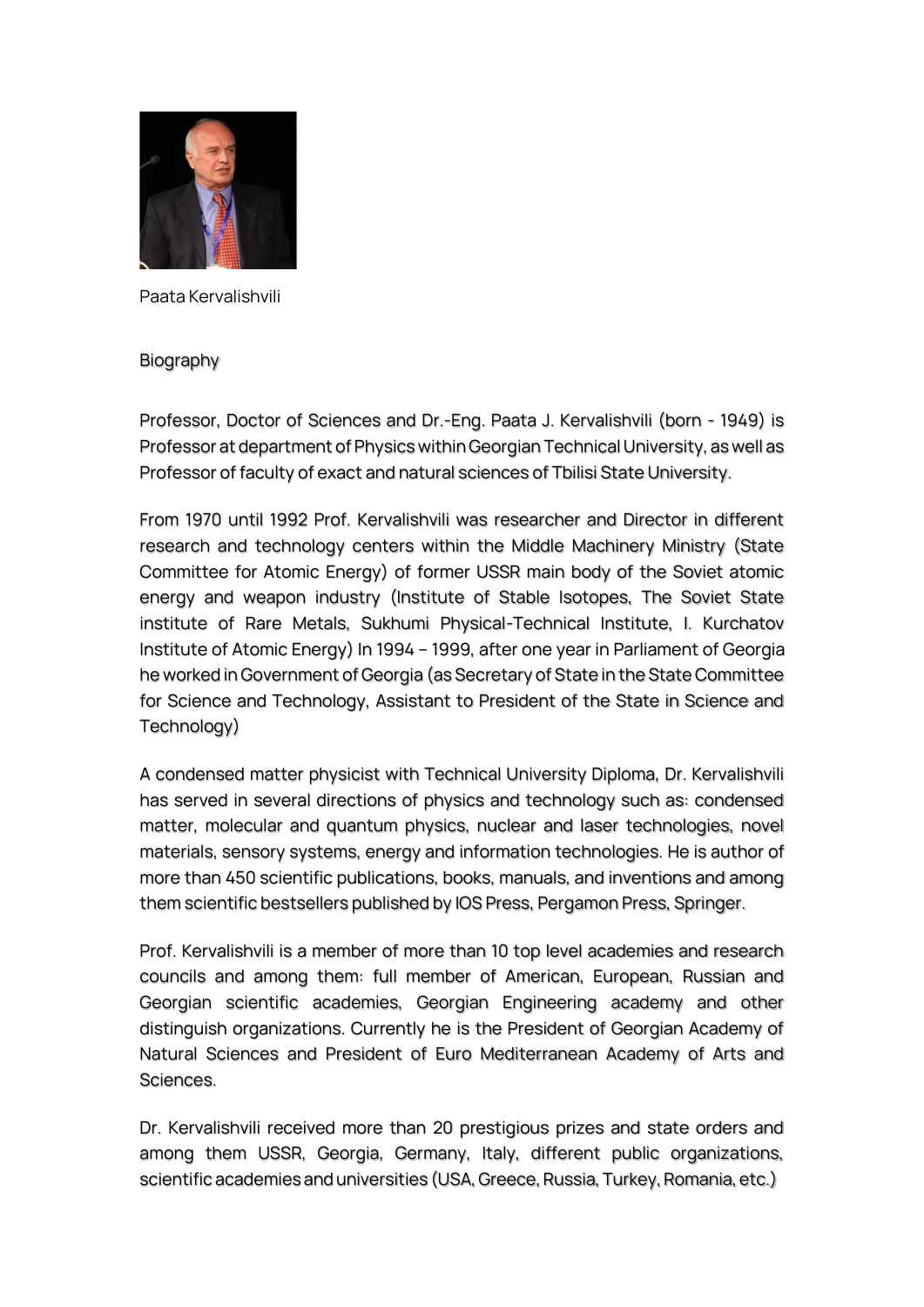Paata Kervalishvili

Biography

Professor, Doctor of Sciences and Dr.-Eng. Paata J. Kervalishvili (born - 1949) is Professor at department of Physics within Georgian Technical University, as well as Professor of faculty of exact and natural sciences of Tbilisi State University.

From 1970 until 1992 Prof. Kervalishvili was researcher and Director in different research and technology centers within the Middle Machinery Ministry (State Committee for Atomic Energy) of former USSR main body of the Soviet atomic energy and weapon industry (Institute of Stable Isotopes, The Soviet State institute of Rare Metals, Sukhumi Physical-Technical Institute, I. Kurchatov Institute of Atomic Energy) In 1994 – 1999, after one year in Parliament of Georgia he worked in Government of Georgia (as Secretary of State in the State Committee for Science and Technology, Assistant to President of the State in Science and Technology)

A condensed matter physicist with Technical University Diploma, Dr. Kervalishvili has served in several directions of physics and technology such as: condensed matter, molecular and quantum physics, nuclear and laser technologies, novel materials, sensory systems, energy and information technologies. He is author of more than 450 scientific publications, books, manuals, and inventions and among them scientific bestsellers published by IOS Press, Pergamon Press, Springer.

Prof. Kervalishvili is a member of more than 10 top level academies and research councils and among them: full member of American, European, Russian and Georgian scientific academies, Georgian Engineering academy and other distinguish organizations. Currently he is the President of Georgian Academy of Natural Sciences and President of Euro Mediterranean Academy of Arts and Sciences.

Dr. Kervalishvili received more than 20 prestigious prizes and state orders and among them USSR, Georgia, Germany, Italy, different public organizations, scientific academies and universities (USA, Greece, Russia, Turkey, Romania, etc.)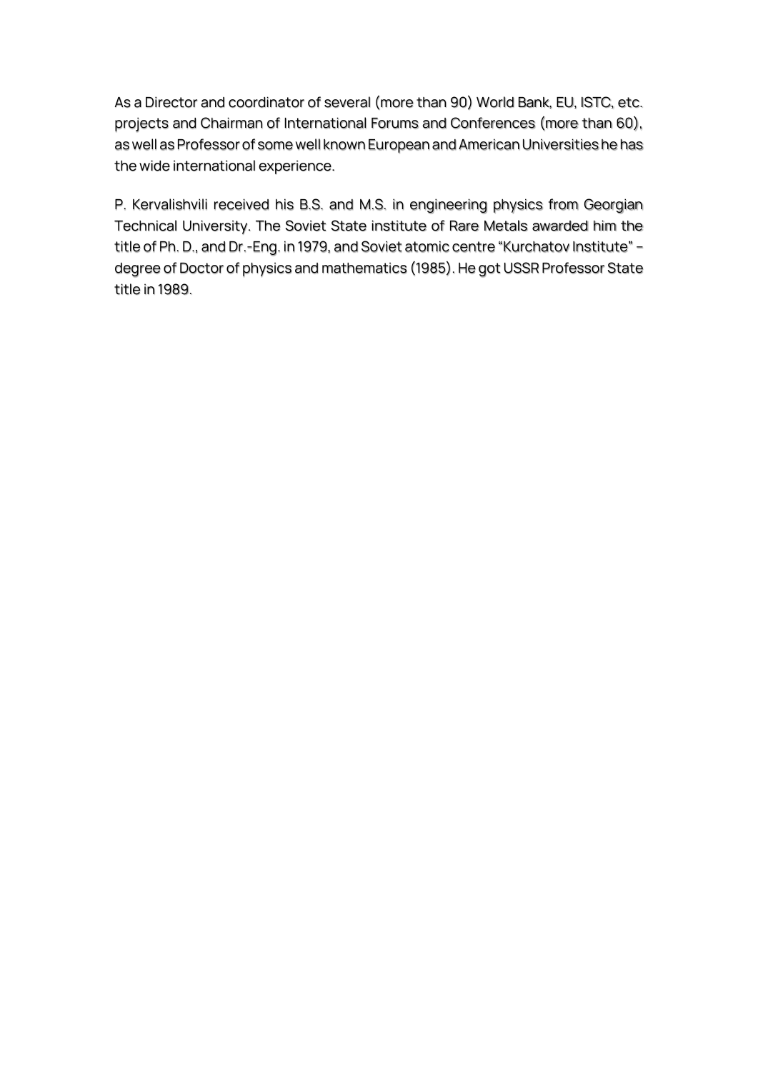As a Director and coordinator of several (more than 90) World Bank, EU, ISTC, etc. projects and Chairman of International Forums and Conferences (more than 60), as well as Professor of some well known European and American Universities he has the wide international experience.

P. Kervalishvili received his B.S. and M.S. in engineering physics from Georgian Technical University. The Soviet State institute of Rare Metals awarded him the title of Ph. D., and Dr.-Eng. in 1979, and Soviet atomic centre "Kurchatov Institute" – degree of Doctor of physics and mathematics (1985). He got USSR Professor State title in 1989.